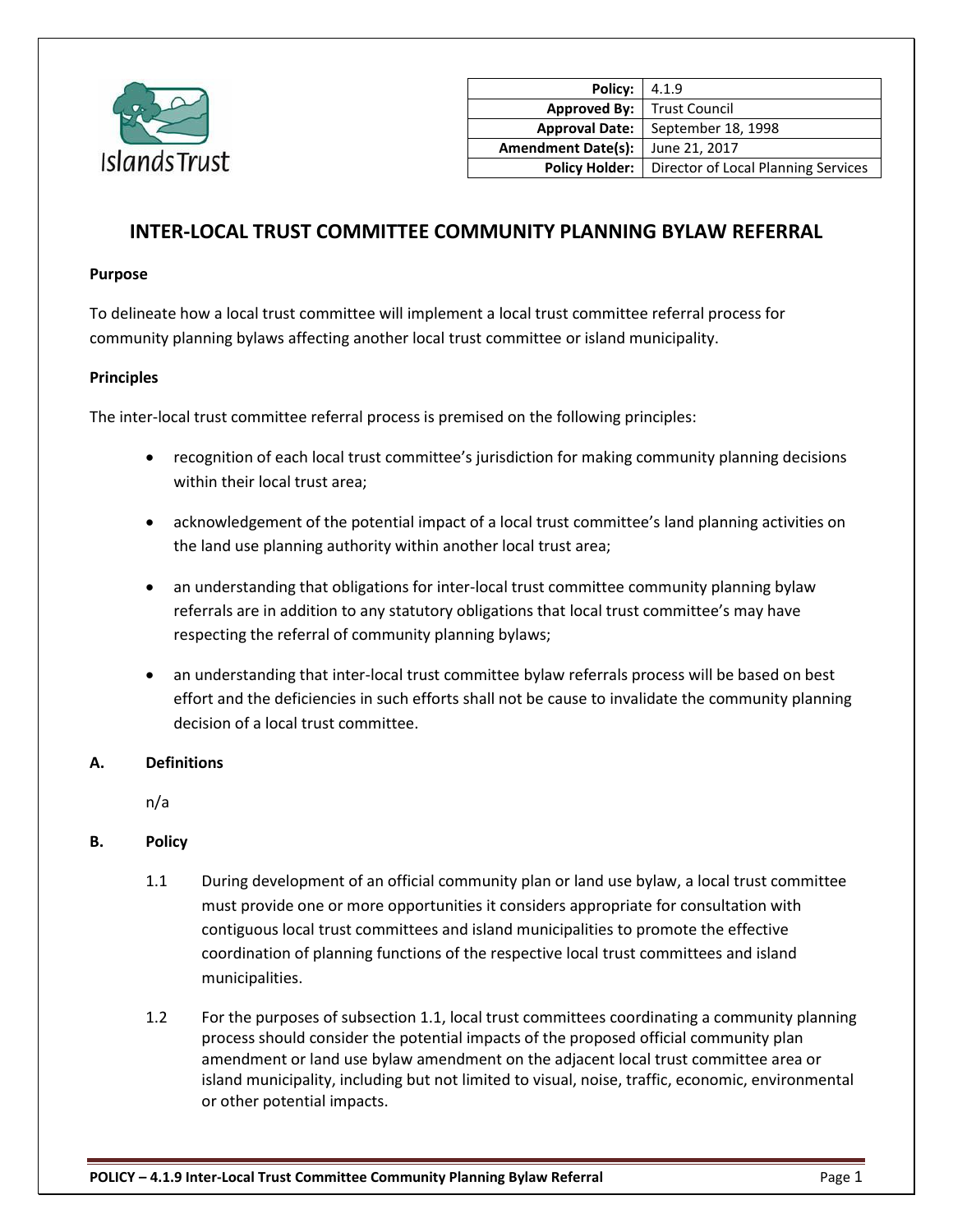| Policy: | 4.1.9 |
| --- | --- |
| Approved By: | Trust Council |
| Approval Date: | September 18, 1998 |
| Amendment Date(s): | June 21, 2017 |
| Policy Holder: | Director of Local Planning Services |

# INTER-LOCAL TRUST COMMITTEE COMMUNITY PLANNING BYLAW REFERRAL

**Purpose**

To delineate how a local trust committee will implement a local trust committee referral process for community planning bylaws affecting another local trust committee or island municipality.

**Principles**

The inter-local trust committee referral process is premised on the following principles:

- recognition of each local trust committee's jurisdiction for making community planning decisions within their local trust area;
- acknowledgement of the potential impact of a local trust committee's land planning activities on the land use planning authority within another local trust area;
- an understanding that obligations for inter-local trust committee community planning bylaw referrals are in addition to any statutory obligations that local trust committee's may have respecting the referral of community planning bylaws;
- an understanding that inter-local trust committee bylaw referrals process will be based on best effort and the deficiencies in such efforts shall not be cause to invalidate the community planning decision of a local trust committee.

## A. Definitions

n/a

## B. Policy

1.1 During development of an official community plan or land use bylaw, a local trust committee must provide one or more opportunities it considers appropriate for consultation with contiguous local trust committees and island municipalities to promote the effective coordination of planning functions of the respective local trust committees and island municipalities.

1.2 For the purposes of subsection 1.1, local trust committees coordinating a community planning process should consider the potential impacts of the proposed official community plan amendment or land use bylaw amendment on the adjacent local trust committee area or island municipality, including but not limited to visual, noise, traffic, economic, environmental or other potential impacts.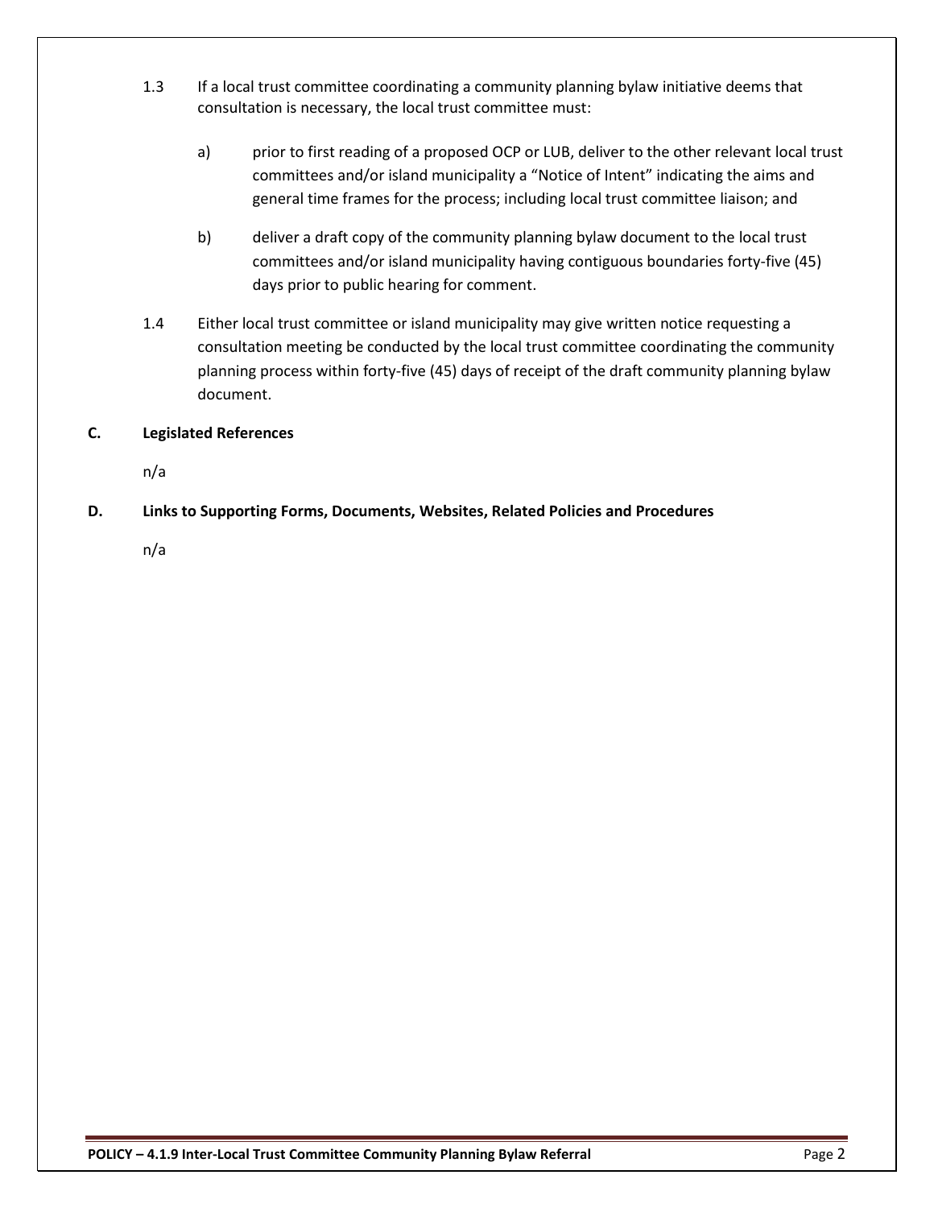1.3 If a local trust committee coordinating a community planning bylaw initiative deems that consultation is necessary, the local trust committee must:

   a) prior to first reading of a proposed OCP or LUB, deliver to the other relevant local trust committees and/or island municipality a "Notice of Intent" indicating the aims and general time frames for the process; including local trust committee liaison; and

   b) deliver a draft copy of the community planning bylaw document to the local trust committees and/or island municipality having contiguous boundaries forty-five (45) days prior to public hearing for comment.

1.4 Either local trust committee or island municipality may give written notice requesting a consultation meeting be conducted by the local trust committee coordinating the community planning process within forty-five (45) days of receipt of the draft community planning bylaw document.

## C. Legislated References

n/a

## D. Links to Supporting Forms, Documents, Websites, Related Policies and Procedures

n/a